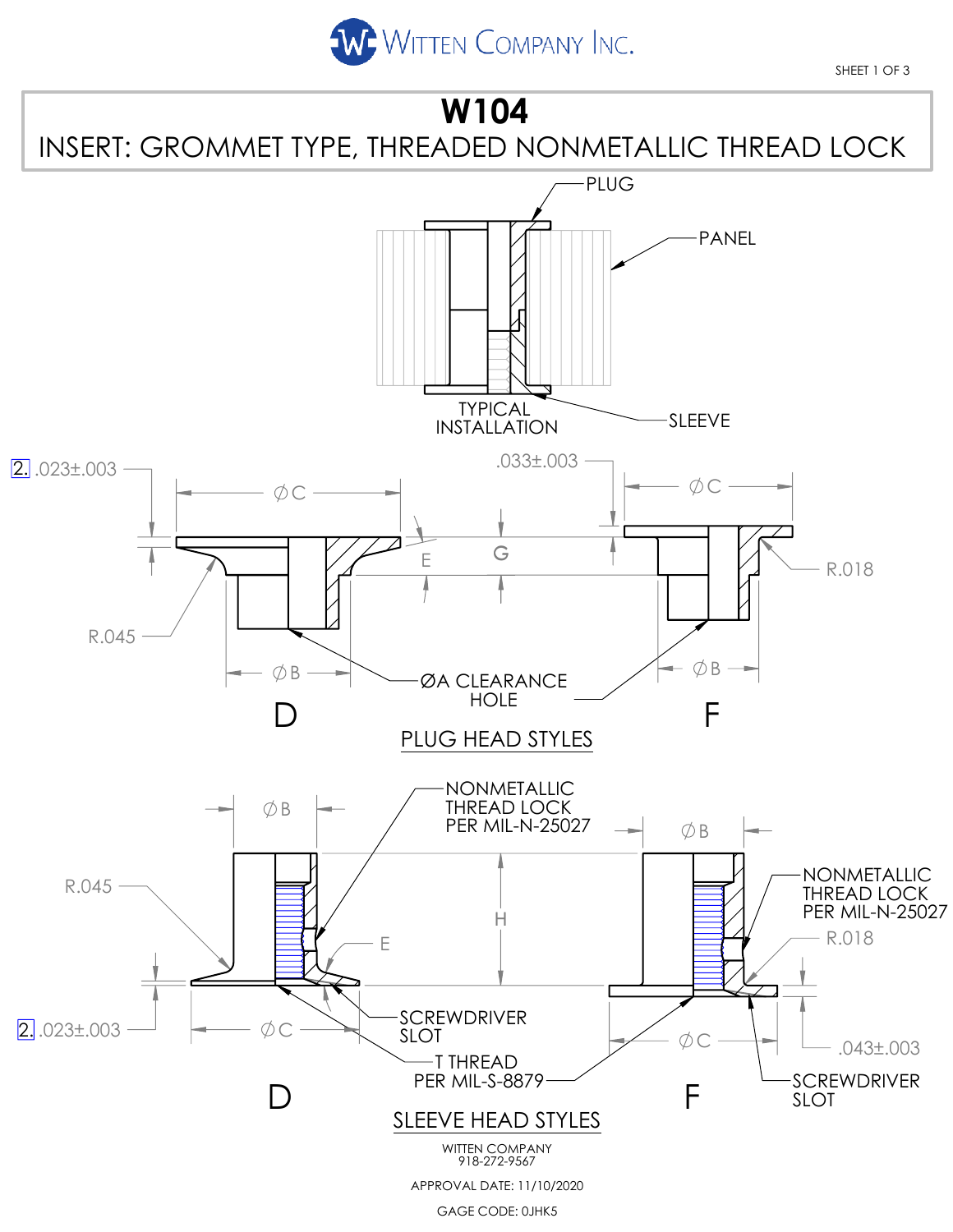WITTEN COMPANY INC.

# W104

## INSERT: GROMMET TYPE, THREADED NONMETALLIC THREAD LOCK

PLUG

PANEL

TYPICAL INSTALLATION

SLEEVE

2. .023±.003

.033±.003

ØC

ØC

G

E

R.045

R.018

ØB

ØB

ØA CLEARANCE HOLE

D

F

PLUG HEAD STYLES

ØB

ØB

NONMETALLIC THREAD LOCK PER MIL-N-25027

NONMETALLIC THREAD LOCK PER MIL-N-25027

R.045

H

E

R.018

2. .023±.003

ØC

ØC

.043±.003

SCREWDRIVER SLOT

T THREAD PER MIL-S-8879

SCREWDRIVER SLOT

D

F

SLEEVE HEAD STYLES

WITTEN COMPANY
918-272-9567

APPROVAL DATE: 11/10/2020

GAGE CODE: 0JHK5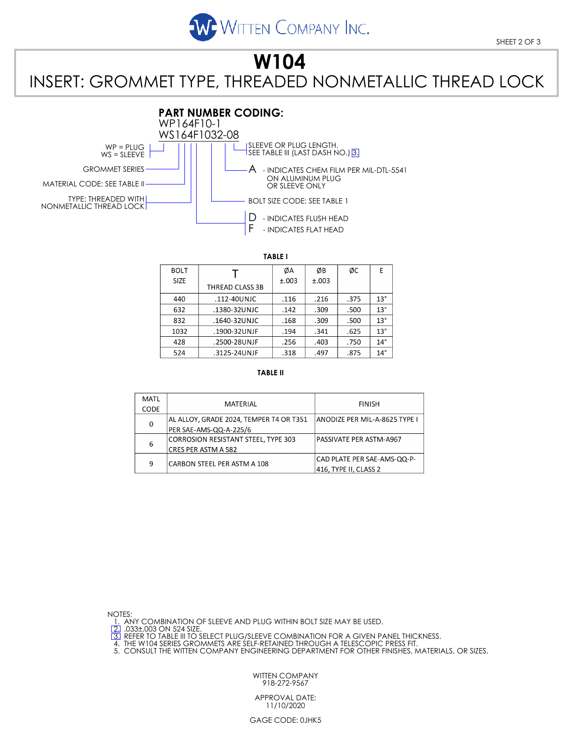WITTEN COMPANY INC.

# W104

## INSERT: GROMMET TYPE, THREADED NONMETALLIC THREAD LOCK

### PART NUMBER CODING:

WP164F10-1
WS164F1032-08

- WP = PLUG, WS = SLEEVE
- GROMMET SERIES
- MATERIAL CODE: SEE TABLE II
- TYPE: THREADED WITH NONMETALLIC THREAD LOCK
- D - INDICATES FLUSH HEAD; F - INDICATES FLAT HEAD
- BOLT SIZE CODE: SEE TABLE 1
- A - INDICATES CHEM FILM PER MIL-DTL-5541 ON ALUMINUM PLUG OR SLEEVE ONLY
- SLEEVE OR PLUG LENGTH. SEE TABLE III (LAST DASH NO.) [3]

**TABLE I**

| BOLT SIZE | T THREAD CLASS 3B | ØA ±.003 | ØB ±.003 | ØC | E |
|---|---|---|---|---|---|
| 440 | .112-40UNJC | .116 | .216 | .375 | 13° |
| 632 | .1380-32UNJC | .142 | .309 | .500 | 13° |
| 832 | .1640-32UNJC | .168 | .309 | .500 | 13° |
| 1032 | .1900-32UNJF | .194 | .341 | .625 | 13° |
| 428 | .2500-28UNJF | .256 | .403 | .750 | 14° |
| 524 | .3125-24UNJF | .318 | .497 | .875 | 14° |

**TABLE II**

| MATL CODE | MATERIAL | FINISH |
|---|---|---|
| 0 | AL ALLOY, GRADE 2024, TEMPER T4 OR T351 PER SAE-AMS-QQ-A-225/6 | ANODIZE PER MIL-A-8625 TYPE I |
| 6 | CORROSION RESISTANT STEEL, TYPE 303 CRES PER ASTM A 582 | PASSIVATE PER ASTM-A967 |
| 9 | CARBON STEEL PER ASTM A 108 | CAD PLATE PER SAE-AMS-QQ-P-416, TYPE II, CLASS 2 |

NOTES:
1. ANY COMBINATION OF SLEEVE AND PLUG WITHIN BOLT SIZE MAY BE USED.
2. .033±.003 ON 524 SIZE.
3. REFER TO TABLE III TO SELECT PLUG/SLEEVE COMBINATION FOR A GIVEN PANEL THICKNESS.
4. THE W104 SERIES GROMMETS ARE SELF-RETAINED THROUGH A TELESCOPIC PRESS FIT.
5. CONSULT THE WITTEN COMPANY ENGINEERING DEPARTMENT FOR OTHER FINISHES, MATERIALS, OR SIZES.

WITTEN COMPANY
918-272-9567

APPROVAL DATE:
11/10/2020

GAGE CODE: 0JHK5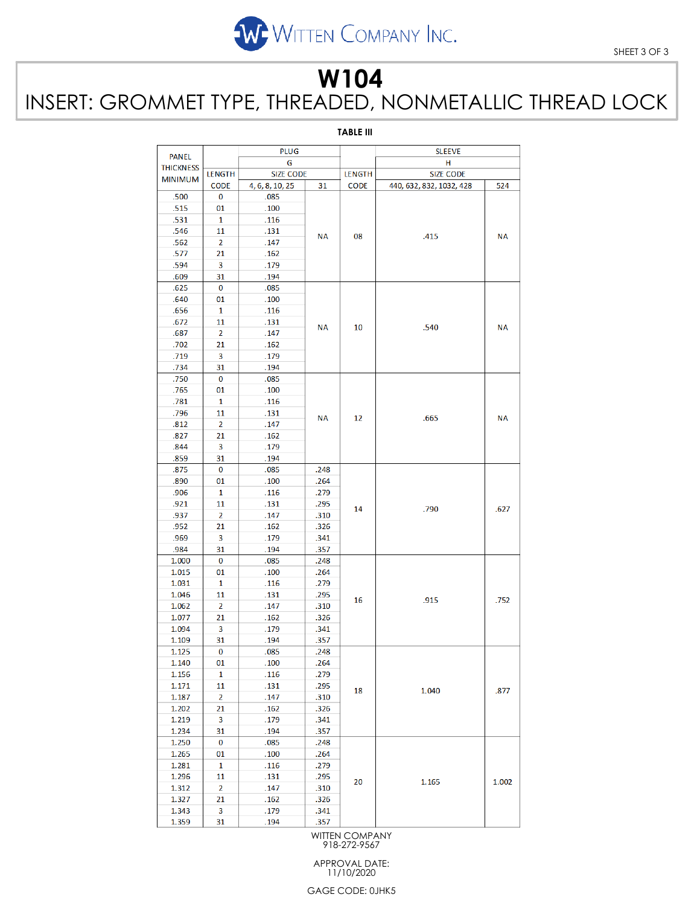# W104

## INSERT: GROMMET TYPE, THREADED, NONMETALLIC THREAD LOCK

**TABLE III**

| PANEL THICKNESS MINIMUM | PLUG | | | SLEEVE | | |
|---|---|---|---|---|---|---|
| | LENGTH CODE | G SIZE CODE | | LENGTH CODE | H SIZE CODE | |
| | | 4, 6, 8, 10, 25 | 31 | | 440, 632, 832, 1032, 428 | 524 |
| .500 | 0 | .085 | NA | 08 | .415 | NA |
| .515 | 01 | .100 | | | | |
| .531 | 1 | .116 | | | | |
| .546 | 11 | .131 | | | | |
| .562 | 2 | .147 | | | | |
| .577 | 21 | .162 | | | | |
| .594 | 3 | .179 | | | | |
| .609 | 31 | .194 | | | | |
| .625 | 0 | .085 | NA | 10 | .540 | NA |
| .640 | 01 | .100 | | | | |
| .656 | 1 | .116 | | | | |
| .672 | 11 | .131 | | | | |
| .687 | 2 | .147 | | | | |
| .702 | 21 | .162 | | | | |
| .719 | 3 | .179 | | | | |
| .734 | 31 | .194 | | | | |
| .750 | 0 | .085 | NA | 12 | .665 | NA |
| .765 | 01 | .100 | | | | |
| .781 | 1 | .116 | | | | |
| .796 | 11 | .131 | | | | |
| .812 | 2 | .147 | | | | |
| .827 | 21 | .162 | | | | |
| .844 | 3 | .179 | | | | |
| .859 | 31 | .194 | | | | |
| .875 | 0 | .085 | .248 | 14 | .790 | .627 |
| .890 | 01 | .100 | .264 | | | |
| .906 | 1 | .116 | .279 | | | |
| .921 | 11 | .131 | .295 | | | |
| .937 | 2 | .147 | .310 | | | |
| .952 | 21 | .162 | .326 | | | |
| .969 | 3 | .179 | .341 | | | |
| .984 | 31 | .194 | .357 | | | |
| 1.000 | 0 | .085 | .248 | 16 | .915 | .752 |
| 1.015 | 01 | .100 | .264 | | | |
| 1.031 | 1 | .116 | .279 | | | |
| 1.046 | 11 | .131 | .295 | | | |
| 1.062 | 2 | .147 | .310 | | | |
| 1.077 | 21 | .162 | .326 | | | |
| 1.094 | 3 | .179 | .341 | | | |
| 1.109 | 31 | .194 | .357 | | | |
| 1.125 | 0 | .085 | .248 | 18 | 1.040 | .877 |
| 1.140 | 01 | .100 | .264 | | | |
| 1.156 | 1 | .116 | .279 | | | |
| 1.171 | 11 | .131 | .295 | | | |
| 1.187 | 2 | .147 | .310 | | | |
| 1.202 | 21 | .162 | .326 | | | |
| 1.219 | 3 | .179 | .341 | | | |
| 1.234 | 31 | .194 | .357 | | | |
| 1.250 | 0 | .085 | .248 | 20 | 1.165 | 1.002 |
| 1.265 | 01 | .100 | .264 | | | |
| 1.281 | 1 | .116 | .279 | | | |
| 1.296 | 11 | .131 | .295 | | | |
| 1.312 | 2 | .147 | .310 | | | |
| 1.327 | 21 | .162 | .326 | | | |
| 1.343 | 3 | .179 | .341 | | | |
| 1.359 | 31 | .194 | .357 | | | |

WITTEN COMPANY
918-272-9567

APPROVAL DATE:
11/10/2020

GAGE CODE: 0JHK5